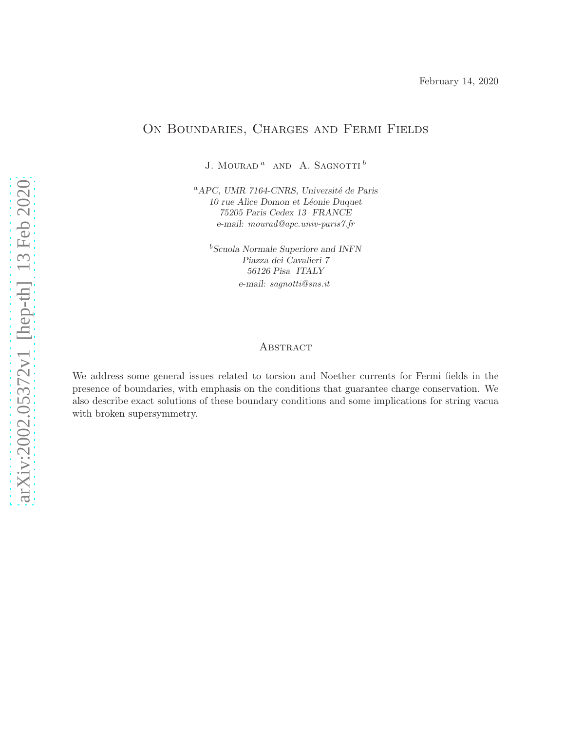February 14, 2020

# On Boundaries, Charges and Fermi Fields

J. Mourad [a] and A. Sagnotti [b]

[a] *APC, UMR 7164-CNRS, Université de Paris*
*10 rue Alice Domon et Léonie Duquet*
*75205 Paris Cedex 13 FRANCE*
*e-mail: mourad@apc.univ-paris7.fr*

[b] *Scuola Normale Superiore and INFN*
*Piazza dei Cavalieri 7*
*56126 Pisa ITALY*
*e-mail: sagnotti@sns.it*

## Abstract

We address some general issues related to torsion and Noether currents for Fermi fields in the presence of boundaries, with emphasis on the conditions that guarantee charge conservation. We also describe exact solutions of these boundary conditions and some implications for string vacua with broken supersymmetry.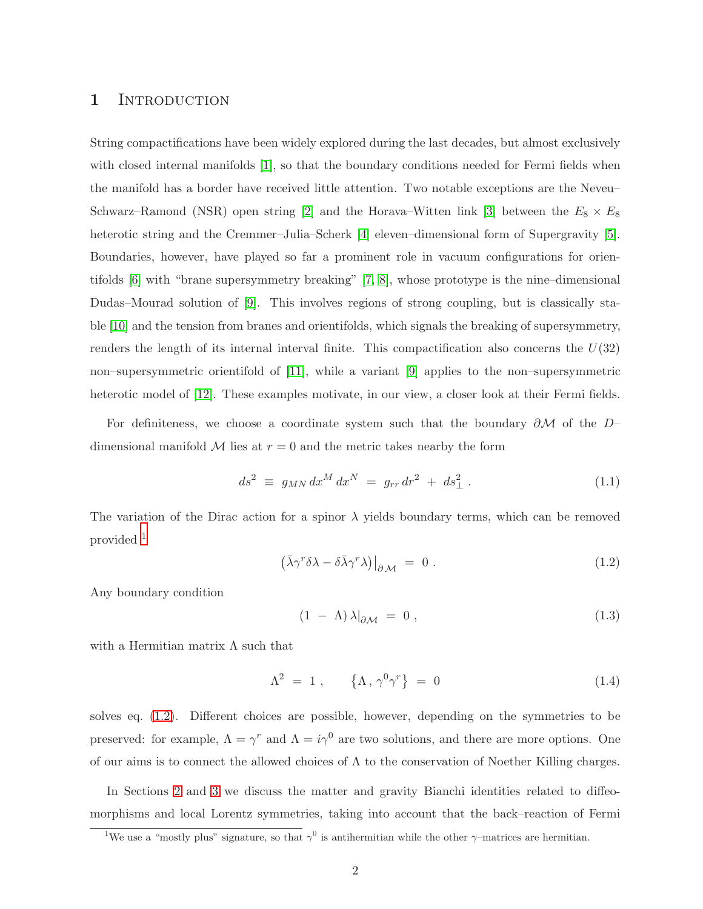# 1 Introduction

String compactifications have been widely explored during the last decades, but almost exclusively with closed internal manifolds [1], so that the boundary conditions needed for Fermi fields when the manifold has a border have received little attention. Two notable exceptions are the Neveu–Schwarz–Ramond (NSR) open string [2] and the Horava–Witten link [3] between the $E_8 \times E_8$ heterotic string and the Cremmer–Julia–Scherk [4] eleven–dimensional form of Supergravity [5]. Boundaries, however, have played so far a prominent role in vacuum configurations for orientifolds [6] with "brane supersymmetry breaking" [7, 8], whose prototype is the nine–dimensional Dudas–Mourad solution of [9]. This involves regions of strong coupling, but is classically stable [10] and the tension from branes and orientifolds, which signals the breaking of supersymmetry, renders the length of its internal interval finite. This compactification also concerns the $U(32)$ non–supersymmetric orientifold of [11], while a variant [9] applies to the non–supersymmetric heterotic model of [12]. These examples motivate, in our view, a closer look at their Fermi fields.

For definiteness, we choose a coordinate system such that the boundary $\partial\mathcal{M}$ of the $D$–dimensional manifold $\mathcal{M}$ lies at $r = 0$ and the metric takes nearby the form

$$ds^2 \equiv g_{MN}\, dx^M\, dx^N = g_{rr}\, dr^2 + ds_\perp^2 \,. \tag{1.1}$$

The variation of the Dirac action for a spinor $\lambda$ yields boundary terms, which can be removed provided [1]

$$\left(\bar{\lambda}\gamma^r\delta\lambda - \delta\bar{\lambda}\gamma^r\lambda\right)\big|_{\partial\mathcal{M}} = 0 \,. \tag{1.2}$$

Any boundary condition

$$(1 - \Lambda)\,\lambda|_{\partial\mathcal{M}} = 0 \,, \tag{1.3}$$

with a Hermitian matrix $\Lambda$ such that

$$\Lambda^2 = 1 \,, \qquad \left\{\Lambda\,,\, \gamma^0\gamma^r\right\} = 0 \tag{1.4}$$

solves eq. (1.2). Different choices are possible, however, depending on the symmetries to be preserved: for example, $\Lambda = \gamma^r$ and $\Lambda = i\gamma^0$ are two solutions, and there are more options. One of our aims is to connect the allowed choices of $\Lambda$ to the conservation of Noether Killing charges.

In Sections 2 and 3 we discuss the matter and gravity Bianchi identities related to diffeomorphisms and local Lorentz symmetries, taking into account that the back–reaction of Fermi

[1] We use a "mostly plus" signature, so that $\gamma^0$ is antihermitian while the other $\gamma$–matrices are hermitian.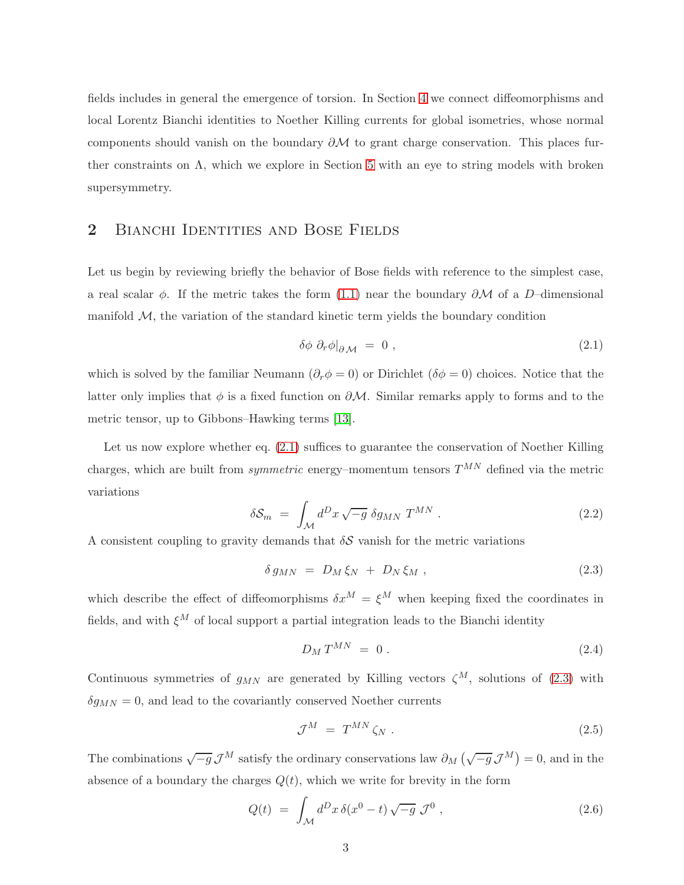fields includes in general the emergence of torsion. In Section 4 we connect diffeomorphisms and local Lorentz Bianchi identities to Noether Killing currents for global isometries, whose normal components should vanish on the boundary $\partial\mathcal{M}$ to grant charge conservation. This places further constraints on $\Lambda$, which we explore in Section 5 with an eye to string models with broken supersymmetry.

## 2 Bianchi Identities and Bose Fields

Let us begin by reviewing briefly the behavior of Bose fields with reference to the simplest case, a real scalar $\phi$. If the metric takes the form (1.1) near the boundary $\partial\mathcal{M}$ of a $D$–dimensional manifold $\mathcal{M}$, the variation of the standard kinetic term yields the boundary condition

$$\delta\phi \; \partial_r \phi|_{\partial\mathcal{M}} \;=\; 0 \;, \tag{2.1}$$

which is solved by the familiar Neumann ($\partial_r\phi = 0$) or Dirichlet ($\delta\phi = 0$) choices. Notice that the latter only implies that $\phi$ is a fixed function on $\partial\mathcal{M}$. Similar remarks apply to forms and to the metric tensor, up to Gibbons–Hawking terms [13].

Let us now explore whether eq. (2.1) suffices to guarantee the conservation of Noether Killing charges, which are built from *symmetric* energy–momentum tensors $T^{MN}$ defined via the metric variations

$$\delta\mathcal{S}_m \;=\; \int_{\mathcal{M}} d^D x \, \sqrt{-g} \; \delta g_{MN} \; T^{MN} \;. \tag{2.2}$$

A consistent coupling to gravity demands that $\delta\mathcal{S}$ vanish for the metric variations

$$\delta \, g_{MN} \;=\; D_M \, \xi_N \;+\; D_N \, \xi_M \;, \tag{2.3}$$

which describe the effect of diffeomorphisms $\delta x^M = \xi^M$ when keeping fixed the coordinates in fields, and with $\xi^M$ of local support a partial integration leads to the Bianchi identity

$$D_M \, T^{MN} \;=\; 0 \;. \tag{2.4}$$

Continuous symmetries of $g_{MN}$ are generated by Killing vectors $\zeta^M$, solutions of (2.3) with $\delta g_{MN} = 0$, and lead to the covariantly conserved Noether currents

$$\mathcal{J}^M \;=\; T^{MN} \, \zeta_N \;. \tag{2.5}$$

The combinations $\sqrt{-g}\,\mathcal{J}^M$ satisfy the ordinary conservations law $\partial_M\left(\sqrt{-g}\,\mathcal{J}^M\right) = 0$, and in the absence of a boundary the charges $Q(t)$, which we write for brevity in the form

$$Q(t) \;=\; \int_{\mathcal{M}} d^D x \, \delta(x^0 - t) \, \sqrt{-g} \; \mathcal{J}^0 \;, \tag{2.6}$$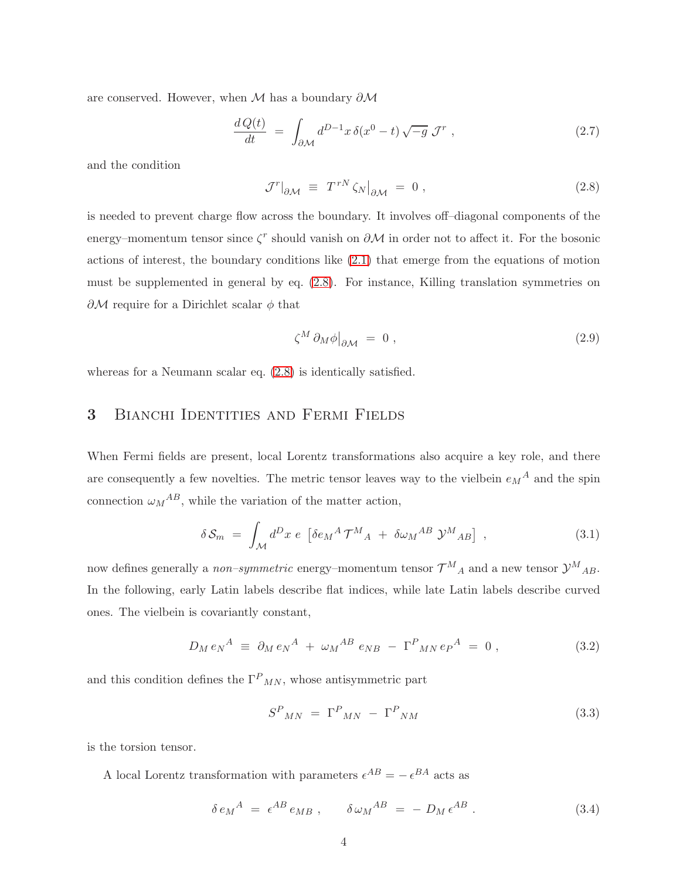are conserved. However, when $\mathcal{M}$ has a boundary $\partial\mathcal{M}$

$$\frac{d\,Q(t)}{dt} \;=\; \int_{\partial\mathcal{M}} d^{D-1}x\, \delta(x^0-t)\,\sqrt{-g}\;\mathcal{J}^r \;, \tag{2.7}$$

and the condition

$$\mathcal{J}^r\big|_{\partial\mathcal{M}} \;\equiv\; T^{rN}\,\zeta_N\big|_{\partial\mathcal{M}} \;=\; 0 \;, \tag{2.8}$$

is needed to prevent charge flow across the boundary. It involves off–diagonal components of the energy–momentum tensor since $\zeta^r$ should vanish on $\partial\mathcal{M}$ in order not to affect it. For the bosonic actions of interest, the boundary conditions like (2.1) that emerge from the equations of motion must be supplemented in general by eq. (2.8). For instance, Killing translation symmetries on $\partial\mathcal{M}$ require for a Dirichlet scalar $\phi$ that

$$\zeta^M\,\partial_M\phi\big|_{\partial\mathcal{M}} \;=\; 0 \;, \tag{2.9}$$

whereas for a Neumann scalar eq. (2.8) is identically satisfied.

## 3 Bianchi Identities and Fermi Fields

When Fermi fields are present, local Lorentz transformations also acquire a key role, and there are consequently a few novelties. The metric tensor leaves way to the vielbein $e_M{}^A$ and the spin connection $\omega_M{}^{AB}$, while the variation of the matter action,

$$\delta\,\mathcal{S}_m \;=\; \int_{\mathcal{M}} d^Dx\; e\;\left[\delta e_M{}^A\,\mathcal{T}^M{}_A \;+\; \delta\omega_M{}^{AB}\;\mathcal{Y}^M{}_{AB}\right] \;, \tag{3.1}$$

now defines generally a *non–symmetric* energy–momentum tensor $\mathcal{T}^M{}_A$ and a new tensor $\mathcal{Y}^M{}_{AB}$. In the following, early Latin labels describe flat indices, while late Latin labels describe curved ones. The vielbein is covariantly constant,

$$D_M\,e_N{}^A \;\equiv\; \partial_M\,e_N{}^A \;+\; \omega_M{}^{AB}\,e_{NB} \;-\; \Gamma^P{}_{MN}\,e_P{}^A \;=\; 0 \;, \tag{3.2}$$

and this condition defines the $\Gamma^P{}_{MN}$, whose antisymmetric part

$$S^P{}_{MN} \;=\; \Gamma^P{}_{MN} \;-\; \Gamma^P{}_{NM} \tag{3.3}$$

is the torsion tensor.

A local Lorentz transformation with parameters $\epsilon^{AB} = -\,\epsilon^{BA}$ acts as

$$\delta\,e_M{}^A \;=\; \epsilon^{AB}\,e_{MB} \;, \qquad \delta\,\omega_M{}^{AB} \;=\; -\,D_M\,\epsilon^{AB} \;. \tag{3.4}$$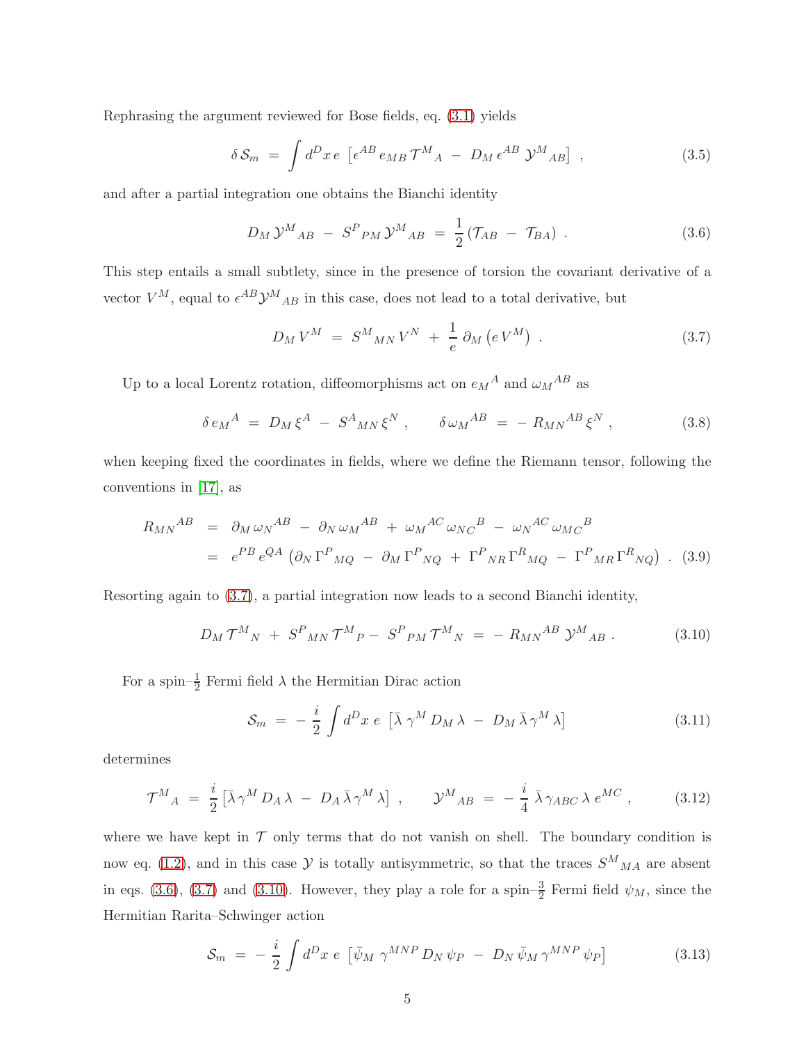Rephrasing the argument reviewed for Bose fields, eq. (3.1) yields

$$\delta\,\mathcal{S}_m \;=\; \int d^D x\, e\, \left[\epsilon^{AB}\, e_{MB}\,\mathcal{T}^M{}_A \;-\; D_M\,\epsilon^{AB}\,\mathcal{Y}^M{}_{AB}\right] \;, \tag{3.5}$$

and after a partial integration one obtains the Bianchi identity

$$D_M\,\mathcal{Y}^M{}_{AB} \;-\; S^P{}_{PM}\,\mathcal{Y}^M{}_{AB} \;=\; \frac{1}{2}\left(\mathcal{T}_{AB} \;-\; \mathcal{T}_{BA}\right) \;. \tag{3.6}$$

This step entails a small subtlety, since in the presence of torsion the covariant derivative of a vector $V^M$, equal to $\epsilon^{AB}\mathcal{Y}^M{}_{AB}$ in this case, does not lead to a total derivative, but

$$D_M\,V^M \;=\; S^M{}_{MN}\,V^N \;+\; \frac{1}{e}\,\partial_M\left(e\,V^M\right) \;. \tag{3.7}$$

Up to a local Lorentz rotation, diffeomorphisms act on $e_M{}^A$ and $\omega_M{}^{AB}$ as

$$\delta\, e_M{}^A \;=\; D_M\,\xi^A \;-\; S^A{}_{MN}\,\xi^N \;, \qquad \delta\,\omega_M{}^{AB} \;=\; -\,R_{MN}{}^{AB}\,\xi^N \;, \tag{3.8}$$

when keeping fixed the coordinates in fields, where we define the Riemann tensor, following the conventions in [17], as

$$\begin{aligned} R_{MN}{}^{AB} \;&=\; \partial_M\,\omega_N{}^{AB} \;-\; \partial_N\,\omega_M{}^{AB} \;+\; \omega_M{}^{AC}\,\omega_{NC}{}^B \;-\; \omega_N{}^{AC}\,\omega_{MC}{}^B \\ &=\; e^{PB}\,e^{QA}\,\left(\partial_N\,\Gamma^P{}_{MQ} \;-\; \partial_M\,\Gamma^P{}_{NQ} \;+\; \Gamma^P{}_{NR}\,\Gamma^R{}_{MQ} \;-\; \Gamma^P{}_{MR}\,\Gamma^R{}_{NQ}\right) \;. \end{aligned} \tag{3.9}$$

Resorting again to (3.7), a partial integration now leads to a second Bianchi identity,

$$D_M\,\mathcal{T}^M{}_N \;+\; S^P{}_{MN}\,\mathcal{T}^M{}_P - \; S^P{}_{PM}\,\mathcal{T}^M{}_N \;=\; -\,R_{MN}{}^{AB}\,\mathcal{Y}^M{}_{AB} \;. \tag{3.10}$$

For a spin–$\frac{1}{2}$ Fermi field $\lambda$ the Hermitian Dirac action

$$\mathcal{S}_m \;=\; -\,\frac{i}{2}\int d^D x\; e\;\left[\bar\lambda\,\gamma^M\,D_M\,\lambda \;-\; D_M\,\bar\lambda\,\gamma^M\,\lambda\right] \tag{3.11}$$

determines

$$\mathcal{T}^M{}_A \;=\; \frac{i}{2}\left[\bar\lambda\,\gamma^M\,D_A\,\lambda \;-\; D_A\,\bar\lambda\,\gamma^M\,\lambda\right] \;, \qquad \mathcal{Y}^M{}_{AB} \;=\; -\,\frac{i}{4}\;\bar\lambda\,\gamma_{ABC}\,\lambda\;e^{MC} \;, \tag{3.12}$$

where we have kept in $\mathcal{T}$ only terms that do not vanish on shell. The boundary condition is now eq. (1.2), and in this case $\mathcal{Y}$ is totally antisymmetric, so that the traces $S^M{}_{MA}$ are absent in eqs. (3.6), (3.7) and (3.10). However, they play a role for a spin–$\frac{3}{2}$ Fermi field $\psi_M$, since the Hermitian Rarita–Schwinger action

$$\mathcal{S}_m \;=\; -\,\frac{i}{2}\int d^D x\; e\;\left[\bar\psi_M\;\gamma^{MNP}\,D_N\,\psi_P \;-\; D_N\,\bar\psi_M\,\gamma^{MNP}\,\psi_P\right] \tag{3.13}$$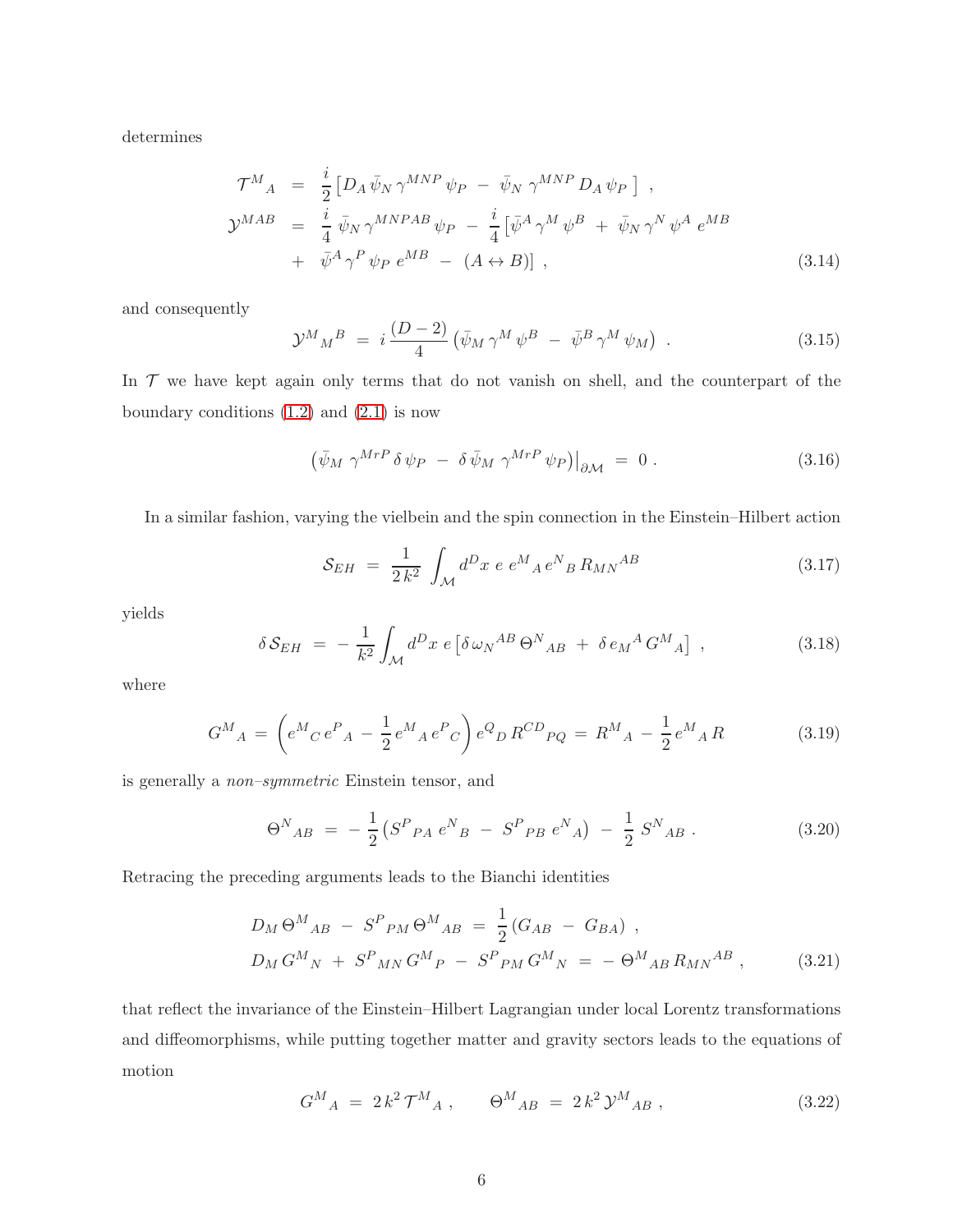determines

$$
\begin{aligned}
\mathcal{T}^{M}{}_{A} &= \frac{i}{2}\left[D_A\,\bar{\psi}_N\,\gamma^{MNP}\,\psi_P \;-\; \bar{\psi}_N\,\gamma^{MNP}\,D_A\,\psi_P\,\right] \;, \\
\mathcal{Y}^{MAB} &= \frac{i}{4}\,\bar{\psi}_N\,\gamma^{MNPAB}\,\psi_P \;-\; \frac{i}{4}\left[\bar{\psi}^A\,\gamma^M\,\psi^B \;+\; \bar{\psi}_N\,\gamma^N\,\psi^A\,e^{MB}\right. \\
&\quad +\; \left.\bar{\psi}^A\,\gamma^P\,\psi_P\,e^{MB} \;-\; (A \leftrightarrow B)\right] \;,
\end{aligned}
\tag{3.14}
$$

and consequently

$$
\mathcal{Y}^{M}{}_{M}{}^{B} \;=\; i\,\frac{(D-2)}{4}\left(\bar{\psi}_M\,\gamma^M\,\psi^B \;-\; \bar{\psi}^B\,\gamma^M\,\psi_M\right) \;. \tag{3.15}
$$

In $\mathcal{T}$ we have kept again only terms that do not vanish on shell, and the counterpart of the boundary conditions (1.2) and (2.1) is now

$$
\left(\bar{\psi}_M\;\gamma^{MrP}\,\delta\,\psi_P \;-\; \delta\,\bar{\psi}_M\;\gamma^{MrP}\,\psi_P\right)\big|_{\partial\mathcal{M}} \;=\; 0 \;. \tag{3.16}
$$

In a similar fashion, varying the vielbein and the spin connection in the Einstein–Hilbert action

$$
\mathcal{S}_{EH} \;=\; \frac{1}{2\,k^2}\,\int_{\mathcal{M}} d^Dx\;e\;e^M{}_A\,e^N{}_B\,R_{MN}{}^{AB} \tag{3.17}
$$

yields

$$
\delta\,\mathcal{S}_{EH} \;=\; -\,\frac{1}{k^2}\int_{\mathcal{M}} d^Dx\;e\left[\delta\,\omega_N{}^{AB}\,\Theta^N{}_{AB} \;+\; \delta\,e_M{}^A\,G^M{}_A\right] \;, \tag{3.18}
$$

where

$$
G^M{}_A = \left(e^M{}_C\,e^P{}_A - \frac{1}{2}\,e^M{}_A\,e^P{}_C\right)e^Q{}_D\,R^{CD}{}_{PQ} \;=\; R^M{}_A - \frac{1}{2}\,e^M{}_A\,R \tag{3.19}
$$

is generally a *non–symmetric* Einstein tensor, and

$$
\Theta^N{}_{AB} \;=\; -\,\frac{1}{2}\left(S^P{}_{PA}\,e^N{}_B \;-\; S^P{}_{PB}\,e^N{}_A\right) \;-\; \frac{1}{2}\,S^N{}_{AB} \;. \tag{3.20}
$$

Retracing the preceding arguments leads to the Bianchi identities

$$
\begin{aligned}
D_M\,\Theta^M{}_{AB} \;-\; S^P{}_{PM}\,\Theta^M{}_{AB} &= \frac{1}{2}\left(G_{AB} \;-\; G_{BA}\right) \;, \\
D_M\,G^M{}_N \;+\; S^P{}_{MN}\,G^M{}_P \;-\; S^P{}_{PM}\,G^M{}_N &= -\,\Theta^M{}_{AB}\,R_{MN}{}^{AB} \;,
\end{aligned}
\tag{3.21}
$$

that reflect the invariance of the Einstein–Hilbert Lagrangian under local Lorentz transformations and diffeomorphisms, while putting together matter and gravity sectors leads to the equations of motion

$$
G^M{}_A \;=\; 2\,k^2\,\mathcal{T}^M{}_A \;, \qquad \Theta^M{}_{AB} \;=\; 2\,k^2\,\mathcal{Y}^M{}_{AB} \;, \tag{3.22}
$$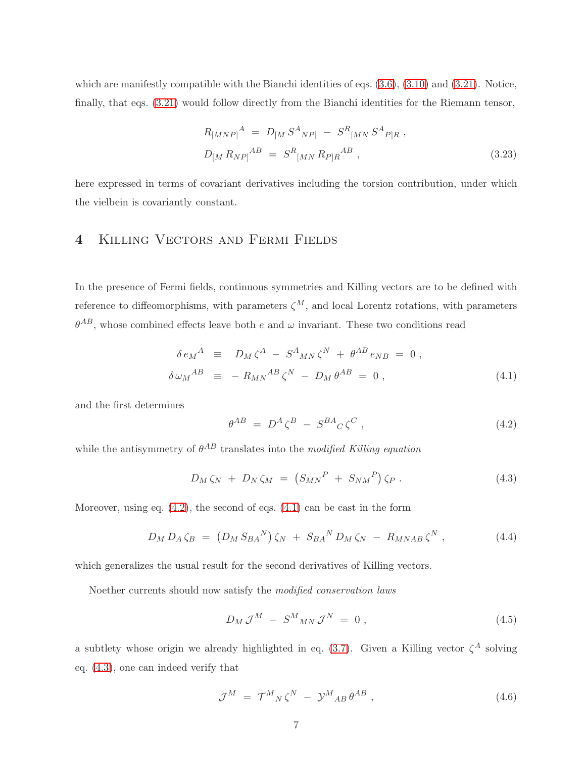which are manifestly compatible with the Bianchi identities of eqs. (3.6), (3.10) and (3.21). Notice, finally, that eqs. (3.21) would follow directly from the Bianchi identities for the Riemann tensor,

$$
\begin{aligned}
R_{[MNP]}{}^{A} \;&=\; D_{[M}\, S^{A}{}_{NP]} \;-\; S^{R}{}_{[MN}\, S^{A}{}_{P]R} \;, \\
D_{[M}\, R_{NP]}{}^{AB} \;&=\; S^{R}{}_{[MN}\, R_{P]R}{}^{AB} \;,
\end{aligned}
\tag{3.23}
$$

here expressed in terms of covariant derivatives including the torsion contribution, under which the vielbein is covariantly constant.

# 4 Killing Vectors and Fermi Fields

In the presence of Fermi fields, continuous symmetries and Killing vectors are to be defined with reference to diffeomorphisms, with parameters $\zeta^M$, and local Lorentz rotations, with parameters $\theta^{AB}$, whose combined effects leave both $e$ and $\omega$ invariant. These two conditions read

$$
\begin{aligned}
\delta\, e_M{}^{A} \;&\equiv\; D_M\, \zeta^A \;-\; S^{A}{}_{MN}\, \zeta^N \;+\; \theta^{AB}\, e_{NB} \;=\; 0 \;, \\
\delta\, \omega_M{}^{AB} \;&\equiv\; -\, R_{MN}{}^{AB}\, \zeta^N \;-\; D_M\, \theta^{AB} \;=\; 0 \;,
\end{aligned}
\tag{4.1}
$$

and the first determines

$$
\theta^{AB} \;=\; D^A\, \zeta^B \;-\; S^{BA}{}_{C}\, \zeta^C \;, \tag{4.2}
$$

while the antisymmetry of $\theta^{AB}$ translates into the *modified Killing equation*

$$
D_M\, \zeta_N \;+\; D_N\, \zeta_M \;=\; \left(S_{MN}{}^{P} \;+\; S_{NM}{}^{P}\right) \zeta_P \;. \tag{4.3}
$$

Moreover, using eq. (4.2), the second of eqs. (4.1) can be cast in the form

$$
D_M\, D_A\, \zeta_B \;=\; \left(D_M\, S_{BA}{}^{N}\right) \zeta_N \;+\; S_{BA}{}^{N}\, D_M\, \zeta_N \;-\; R_{MNAB}\, \zeta^N \;, \tag{4.4}
$$

which generalizes the usual result for the second derivatives of Killing vectors.

Noether currents should now satisfy the *modified conservation laws*

$$
D_M\, \mathcal{J}^M \;-\; S^{M}{}_{MN}\, \mathcal{J}^N \;=\; 0 \;, \tag{4.5}
$$

a subtlety whose origin we already highlighted in eq. (3.7). Given a Killing vector $\zeta^A$ solving eq. (4.3), one can indeed verify that

$$
\mathcal{J}^M \;=\; \mathcal{T}^{M}{}_{N}\, \zeta^N \;-\; \mathcal{Y}^{M}{}_{AB}\, \theta^{AB} \;, \tag{4.6}
$$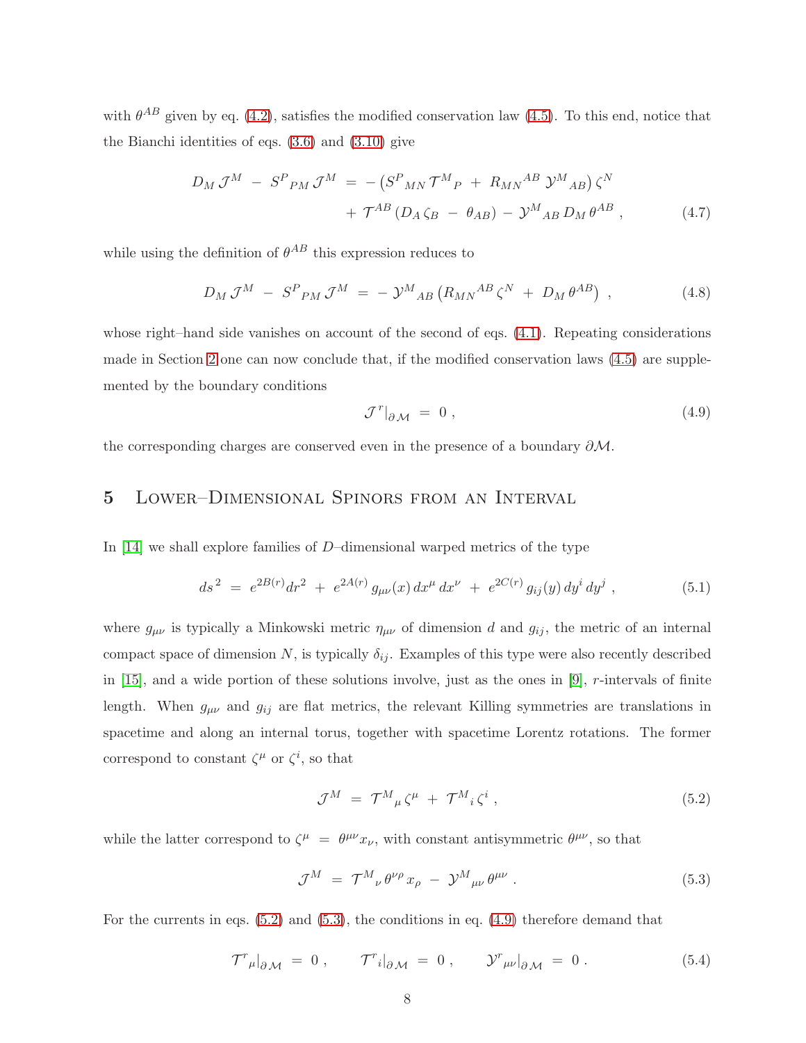with $\theta^{AB}$ given by eq. (4.2), satisfies the modified conservation law (4.5). To this end, notice that the Bianchi identities of eqs. (3.6) and (3.10) give

$$D_M \, \mathcal{J}^M \ - \ S^P{}_{PM} \, \mathcal{J}^M \ = \ - \left( S^P{}_{MN} \, \mathcal{T}^M{}_P \ + \ R_{MN}{}^{AB} \, \mathcal{Y}^M{}_{AB} \right) \zeta^N \\ + \ \mathcal{T}^{AB} \left( D_A \, \zeta_B \ - \ \theta_{AB} \right) \ - \ \mathcal{Y}^M{}_{AB} \, D_M \, \theta^{AB} \ , \tag{4.7}$$

while using the definition of $\theta^{AB}$ this expression reduces to

$$D_M \, \mathcal{J}^M \ - \ S^P{}_{PM} \, \mathcal{J}^M \ = \ - \, \mathcal{Y}^M{}_{AB} \left( R_{MN}{}^{AB} \, \zeta^N \ + \ D_M \, \theta^{AB} \right) \ , \tag{4.8}$$

whose right–hand side vanishes on account of the second of eqs. (4.1). Repeating considerations made in Section 2 one can now conclude that, if the modified conservation laws (4.5) are supplemented by the boundary conditions

$$\mathcal{J}^{\,r}|_{\partial \mathcal{M}} \ = \ 0 \ , \tag{4.9}$$

the corresponding charges are conserved even in the presence of a boundary $\partial\mathcal{M}$.

## 5 Lower–Dimensional Spinors from an Interval

In [14] we shall explore families of $D$–dimensional warped metrics of the type

$$ds^{\,2} \ = \ e^{2B(r)} dr^2 \ + \ e^{2A(r)} \, g_{\mu\nu}(x) \, dx^\mu \, dx^\nu \ + \ e^{2C(r)} \, g_{ij}(y) \, dy^i \, dy^j \ , \tag{5.1}$$

where $g_{\mu\nu}$ is typically a Minkowski metric $\eta_{\mu\nu}$ of dimension $d$ and $g_{ij}$, the metric of an internal compact space of dimension $N$, is typically $\delta_{ij}$. Examples of this type were also recently described in [15], and a wide portion of these solutions involve, just as the ones in [9], $r$-intervals of finite length. When $g_{\mu\nu}$ and $g_{ij}$ are flat metrics, the relevant Killing symmetries are translations in spacetime and along an internal torus, together with spacetime Lorentz rotations. The former correspond to constant $\zeta^\mu$ or $\zeta^i$, so that

$$\mathcal{J}^M \ = \ \mathcal{T}^M{}_\mu \, \zeta^\mu \ + \ \mathcal{T}^M{}_i \, \zeta^i \ , \tag{5.2}$$

while the latter correspond to $\zeta^\mu \ = \ \theta^{\mu\nu} x_\nu$, with constant antisymmetric $\theta^{\mu\nu}$, so that

$$\mathcal{J}^M \ = \ \mathcal{T}^M{}_\nu \, \theta^{\nu\rho} \, x_\rho \ - \ \mathcal{Y}^M{}_{\mu\nu} \, \theta^{\mu\nu} \ . \tag{5.3}$$

For the currents in eqs. (5.2) and (5.3), the conditions in eq. (4.9) therefore demand that

$$\mathcal{T}^r{}_\mu|_{\partial \mathcal{M}} \ = \ 0 \ , \qquad \mathcal{T}^r{}_i|_{\partial \mathcal{M}} \ = \ 0 \ , \qquad \mathcal{Y}^r{}_{\mu\nu}|_{\partial \mathcal{M}} \ = \ 0 \ . \tag{5.4}$$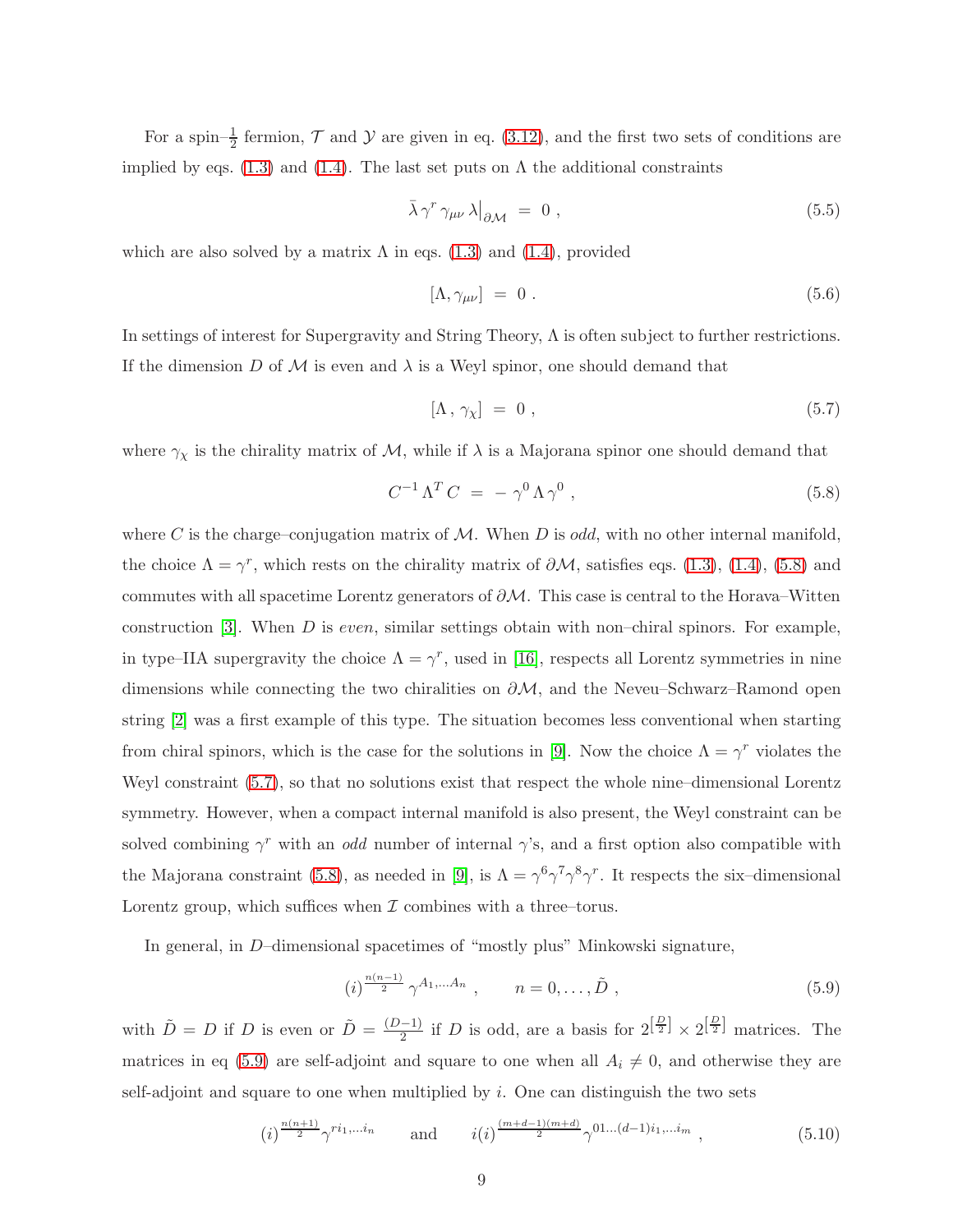For a spin–$\frac{1}{2}$ fermion, $\mathcal{T}$ and $\mathcal{Y}$ are given in eq. (3.12), and the first two sets of conditions are implied by eqs. (1.3) and (1.4). The last set puts on $\Lambda$ the additional constraints

$$\bar{\lambda}\,\gamma^r\,\gamma_{\mu\nu}\,\lambda\big|_{\partial\mathcal{M}} \;=\; 0 \;, \tag{5.5}$$

which are also solved by a matrix $\Lambda$ in eqs. (1.3) and (1.4), provided

$$[\Lambda, \gamma_{\mu\nu}] \;=\; 0 \;. \tag{5.6}$$

In settings of interest for Supergravity and String Theory, $\Lambda$ is often subject to further restrictions. If the dimension $D$ of $\mathcal{M}$ is even and $\lambda$ is a Weyl spinor, one should demand that

$$[\Lambda\,,\,\gamma_\chi] \;=\; 0 \;, \tag{5.7}$$

where $\gamma_\chi$ is the chirality matrix of $\mathcal{M}$, while if $\lambda$ is a Majorana spinor one should demand that

$$C^{-1}\,\Lambda^T\,C \;=\; -\,\gamma^0\,\Lambda\,\gamma^0 \;, \tag{5.8}$$

where $C$ is the charge–conjugation matrix of $\mathcal{M}$. When $D$ is *odd*, with no other internal manifold, the choice $\Lambda = \gamma^r$, which rests on the chirality matrix of $\partial\mathcal{M}$, satisfies eqs. (1.3), (1.4), (5.8) and commutes with all spacetime Lorentz generators of $\partial\mathcal{M}$. This case is central to the Horava–Witten construction [3]. When $D$ is *even*, similar settings obtain with non–chiral spinors. For example, in type–IIA supergravity the choice $\Lambda = \gamma^r$, used in [16], respects all Lorentz symmetries in nine dimensions while connecting the two chiralities on $\partial\mathcal{M}$, and the Neveu–Schwarz–Ramond open string [2] was a first example of this type. The situation becomes less conventional when starting from chiral spinors, which is the case for the solutions in [9]. Now the choice $\Lambda = \gamma^r$ violates the Weyl constraint (5.7), so that no solutions exist that respect the whole nine–dimensional Lorentz symmetry. However, when a compact internal manifold is also present, the Weyl constraint can be solved combining $\gamma^r$ with an *odd* number of internal $\gamma$'s, and a first option also compatible with the Majorana constraint (5.8), as needed in [9], is $\Lambda = \gamma^6\gamma^7\gamma^8\gamma^r$. It respects the six–dimensional Lorentz group, which suffices when $\mathcal{I}$ combines with a three–torus.

In general, in $D$–dimensional spacetimes of "mostly plus" Minkowski signature,

$$(i)^{\frac{n(n-1)}{2}}\,\gamma^{A_1,\ldots A_n}\;, \qquad n = 0, \ldots, \tilde{D}\;, \tag{5.9}$$

with $\tilde{D} = D$ if $D$ is even or $\tilde{D} = \frac{(D-1)}{2}$ if $D$ is odd, are a basis for $2^{\left[\frac{D}{2}\right]} \times 2^{\left[\frac{D}{2}\right]}$ matrices. The matrices in eq (5.9) are self-adjoint and square to one when all $A_i \neq 0$, and otherwise they are self-adjoint and square to one when multiplied by $i$. One can distinguish the two sets

$$(i)^{\frac{n(n+1)}{2}}\gamma^{r i_1,\ldots i_n} \qquad \text{and} \qquad i(i)^{\frac{(m+d-1)(m+d)}{2}}\gamma^{01\ldots(d-1)i_1,\ldots i_m}\;, \tag{5.10}$$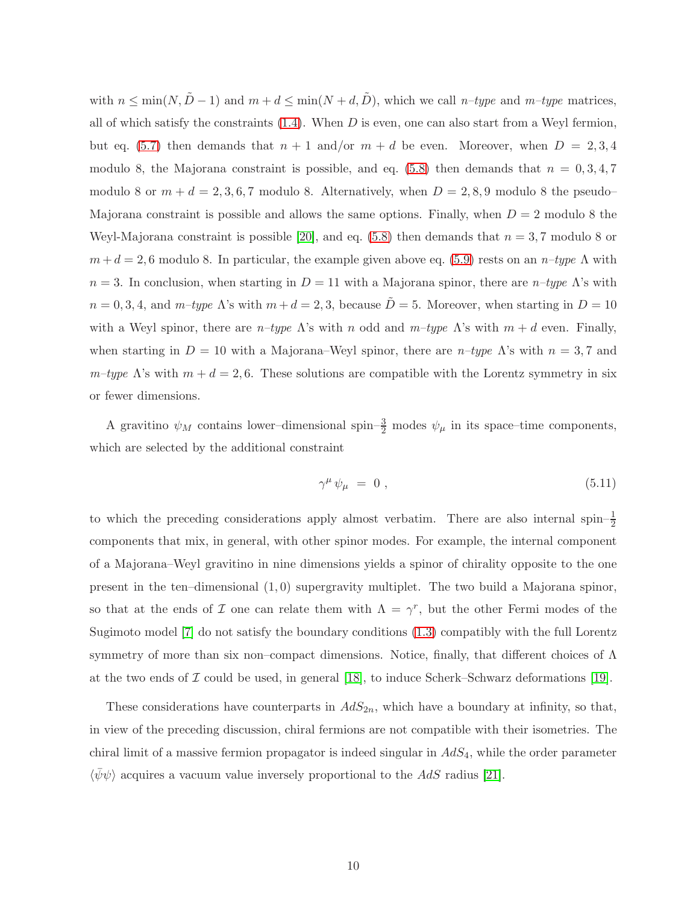with $n \leq \min(N, \tilde{D}-1)$ and $m+d \leq \min(N+d, \tilde{D})$, which we call *n–type* and *m–type* matrices, all of which satisfy the constraints (1.4). When $D$ is even, one can also start from a Weyl fermion, but eq. (5.7) then demands that $n+1$ and/or $m+d$ be even. Moreover, when $D = 2, 3, 4$ modulo 8, the Majorana constraint is possible, and eq. (5.8) then demands that $n = 0, 3, 4, 7$ modulo 8 or $m + d = 2, 3, 6, 7$ modulo 8. Alternatively, when $D = 2, 8, 9$ modulo 8 the pseudo–Majorana constraint is possible and allows the same options. Finally, when $D = 2$ modulo 8 the Weyl-Majorana constraint is possible [20], and eq. (5.8) then demands that $n = 3, 7$ modulo 8 or $m + d = 2, 6$ modulo 8. In particular, the example given above eq. (5.9) rests on an *n–type* $\Lambda$ with $n = 3$. In conclusion, when starting in $D = 11$ with a Majorana spinor, there are *n–type* $\Lambda$'s with $n = 0, 3, 4$, and *m–type* $\Lambda$'s with $m + d = 2, 3$, because $\tilde{D} = 5$. Moreover, when starting in $D = 10$ with a Weyl spinor, there are *n–type* $\Lambda$'s with $n$ odd and *m–type* $\Lambda$'s with $m + d$ even. Finally, when starting in $D = 10$ with a Majorana–Weyl spinor, there are *n–type* $\Lambda$'s with $n = 3, 7$ and *m–type* $\Lambda$'s with $m + d = 2, 6$. These solutions are compatible with the Lorentz symmetry in six or fewer dimensions.

A gravitino $\psi_M$ contains lower–dimensional spin–$\frac{3}{2}$ modes $\psi_\mu$ in its space–time components, which are selected by the additional constraint

$$\gamma^\mu \, \psi_\mu \;=\; 0 \; , \tag{5.11}$$

to which the preceding considerations apply almost verbatim. There are also internal spin–$\frac{1}{2}$ components that mix, in general, with other spinor modes. For example, the internal component of a Majorana–Weyl gravitino in nine dimensions yields a spinor of chirality opposite to the one present in the ten–dimensional $(1, 0)$ supergravity multiplet. The two build a Majorana spinor, so that at the ends of $\mathcal{I}$ one can relate them with $\Lambda = \gamma^r$, but the other Fermi modes of the Sugimoto model [7] do not satisfy the boundary conditions (1.3) compatibly with the full Lorentz symmetry of more than six non–compact dimensions. Notice, finally, that different choices of $\Lambda$ at the two ends of $\mathcal{I}$ could be used, in general [18], to induce Scherk–Schwarz deformations [19].

These considerations have counterparts in $AdS_{2n}$, which have a boundary at infinity, so that, in view of the preceding discussion, chiral fermions are not compatible with their isometries. The chiral limit of a massive fermion propagator is indeed singular in $AdS_4$, while the order parameter $\langle \bar{\psi}\psi \rangle$ acquires a vacuum value inversely proportional to the $AdS$ radius [21].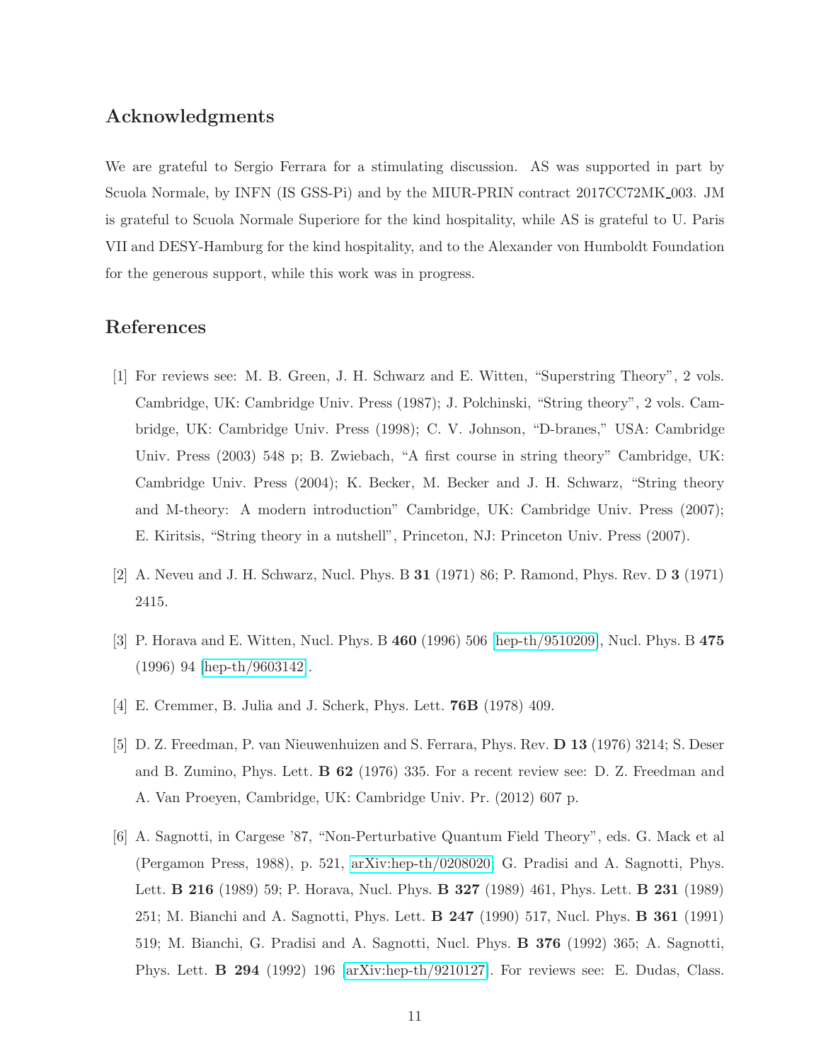## Acknowledgments

We are grateful to Sergio Ferrara for a stimulating discussion. AS was supported in part by Scuola Normale, by INFN (IS GSS-Pi) and by the MIUR-PRIN contract 2017CC72MK_003. JM is grateful to Scuola Normale Superiore for the kind hospitality, while AS is grateful to U. Paris VII and DESY-Hamburg for the kind hospitality, and to the Alexander von Humboldt Foundation for the generous support, while this work was in progress.

## References

[1] For reviews see: M. B. Green, J. H. Schwarz and E. Witten, "Superstring Theory", 2 vols. Cambridge, UK: Cambridge Univ. Press (1987); J. Polchinski, "String theory", 2 vols. Cambridge, UK: Cambridge Univ. Press (1998); C. V. Johnson, "D-branes," USA: Cambridge Univ. Press (2003) 548 p; B. Zwiebach, "A first course in string theory" Cambridge, UK: Cambridge Univ. Press (2004); K. Becker, M. Becker and J. H. Schwarz, "String theory and M-theory: A modern introduction" Cambridge, UK: Cambridge Univ. Press (2007); E. Kiritsis, "String theory in a nutshell", Princeton, NJ: Princeton Univ. Press (2007).

[2] A. Neveu and J. H. Schwarz, Nucl. Phys. B **31** (1971) 86; P. Ramond, Phys. Rev. D **3** (1971) 2415.

[3] P. Horava and E. Witten, Nucl. Phys. B **460** (1996) 506 [hep-th/9510209], Nucl. Phys. B **475** (1996) 94 [hep-th/9603142].

[4] E. Cremmer, B. Julia and J. Scherk, Phys. Lett. **76B** (1978) 409.

[5] D. Z. Freedman, P. van Nieuwenhuizen and S. Ferrara, Phys. Rev. **D 13** (1976) 3214; S. Deser and B. Zumino, Phys. Lett. **B 62** (1976) 335. For a recent review see: D. Z. Freedman and A. Van Proeyen, Cambridge, UK: Cambridge Univ. Pr. (2012) 607 p.

[6] A. Sagnotti, in Cargese '87, "Non-Perturbative Quantum Field Theory", eds. G. Mack et al (Pergamon Press, 1988), p. 521, arXiv:hep-th/0208020; G. Pradisi and A. Sagnotti, Phys. Lett. **B 216** (1989) 59; P. Horava, Nucl. Phys. **B 327** (1989) 461, Phys. Lett. **B 231** (1989) 251; M. Bianchi and A. Sagnotti, Phys. Lett. **B 247** (1990) 517, Nucl. Phys. **B 361** (1991) 519; M. Bianchi, G. Pradisi and A. Sagnotti, Nucl. Phys. **B 376** (1992) 365; A. Sagnotti, Phys. Lett. **B 294** (1992) 196 [arXiv:hep-th/9210127]. For reviews see: E. Dudas, Class.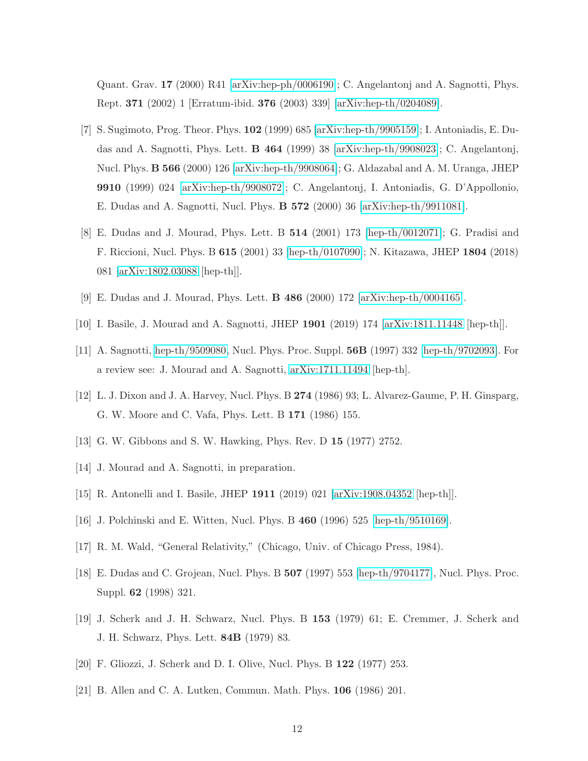Quant. Grav. **17** (2000) R41 [arXiv:hep-ph/0006190]; C. Angelantonj and A. Sagnotti, Phys. Rept. **371** (2002) 1 [Erratum-ibid. **376** (2003) 339] [arXiv:hep-th/0204089].

[7] S. Sugimoto, Prog. Theor. Phys. **102** (1999) 685 [arXiv:hep-th/9905159]; I. Antoniadis, E. Dudas and A. Sagnotti, Phys. Lett. **B 464** (1999) 38 [arXiv:hep-th/9908023]; C. Angelantonj, Nucl. Phys. **B 566** (2000) 126 [arXiv:hep-th/9908064]; G. Aldazabal and A. M. Uranga, JHEP **9910** (1999) 024 [arXiv:hep-th/9908072]; C. Angelantonj, I. Antoniadis, G. D'Appollonio, E. Dudas and A. Sagnotti, Nucl. Phys. **B 572** (2000) 36 [arXiv:hep-th/9911081].

[8] E. Dudas and J. Mourad, Phys. Lett. B **514** (2001) 173 [hep-th/0012071]; G. Pradisi and F. Riccioni, Nucl. Phys. B **615** (2001) 33 [hep-th/0107090]; N. Kitazawa, JHEP **1804** (2018) 081 [arXiv:1802.03088 [hep-th]].

[9] E. Dudas and J. Mourad, Phys. Lett. **B 486** (2000) 172 [arXiv:hep-th/0004165].

[10] I. Basile, J. Mourad and A. Sagnotti, JHEP **1901** (2019) 174 [arXiv:1811.11448 [hep-th]].

[11] A. Sagnotti, hep-th/9509080, Nucl. Phys. Proc. Suppl. **56B** (1997) 332 [hep-th/9702093]. For a review see: J. Mourad and A. Sagnotti, arXiv:1711.11494 [hep-th].

[12] L. J. Dixon and J. A. Harvey, Nucl. Phys. B **274** (1986) 93; L. Alvarez-Gaume, P. H. Ginsparg, G. W. Moore and C. Vafa, Phys. Lett. B **171** (1986) 155.

[13] G. W. Gibbons and S. W. Hawking, Phys. Rev. D **15** (1977) 2752.

[14] J. Mourad and A. Sagnotti, in preparation.

[15] R. Antonelli and I. Basile, JHEP **1911** (2019) 021 [arXiv:1908.04352 [hep-th]].

[16] J. Polchinski and E. Witten, Nucl. Phys. B **460** (1996) 525 [hep-th/9510169].

[17] R. M. Wald, "General Relativity," (Chicago, Univ. of Chicago Press, 1984).

[18] E. Dudas and C. Grojean, Nucl. Phys. B **507** (1997) 553 [hep-th/9704177], Nucl. Phys. Proc. Suppl. **62** (1998) 321.

[19] J. Scherk and J. H. Schwarz, Nucl. Phys. B **153** (1979) 61; E. Cremmer, J. Scherk and J. H. Schwarz, Phys. Lett. **84B** (1979) 83.

[20] F. Gliozzi, J. Scherk and D. I. Olive, Nucl. Phys. B **122** (1977) 253.

[21] B. Allen and C. A. Lutken, Commun. Math. Phys. **106** (1986) 201.